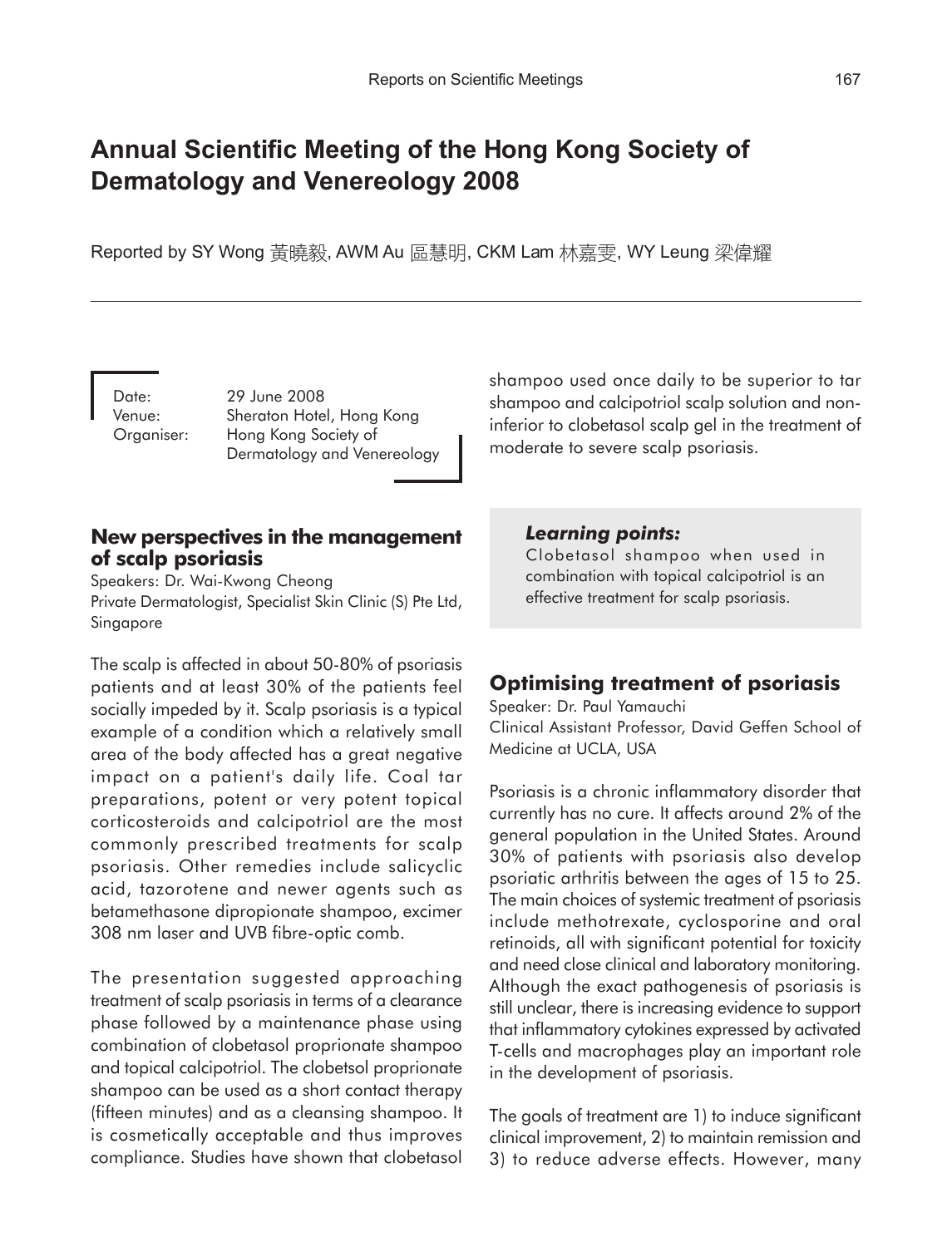# Annual Scientific Meeting of the Hong Kong Society of Dermatology and Venereology 2008

Reported by SY Wong 黃曉毅, AWM Au 區慧明, CKM Lam 林嘉雯, WY Leung 梁偉耀

Date: 29 June 2008
Venue: Sheraton Hotel, Hong Kong
Organiser: Hong Kong Society of Dermatology and Venereology

## New perspectives in the management of scalp psoriasis

Speakers: Dr. Wai-Kwong Cheong
Private Dermatologist, Specialist Skin Clinic (S) Pte Ltd, Singapore

The scalp is affected in about 50-80% of psoriasis patients and at least 30% of the patients feel socially impeded by it. Scalp psoriasis is a typical example of a condition which a relatively small area of the body affected has a great negative impact on a patient's daily life. Coal tar preparations, potent or very potent topical corticosteroids and calcipotriol are the most commonly prescribed treatments for scalp psoriasis. Other remedies include salicyclic acid, tazorotene and newer agents such as betamethasone dipropionate shampoo, excimer 308 nm laser and UVB fibre-optic comb.

The presentation suggested approaching treatment of scalp psoriasis in terms of a clearance phase followed by a maintenance phase using combination of clobetasol proprionate shampoo and topical calcipotriol. The clobetsol proprionate shampoo can be used as a short contact therapy (fifteen minutes) and as a cleansing shampoo. It is cosmetically acceptable and thus improves compliance. Studies have shown that clobetasol shampoo used once daily to be superior to tar shampoo and calcipotriol scalp solution and non-inferior to clobetasol scalp gel in the treatment of moderate to severe scalp psoriasis.

***Learning points:***
Clobetasol shampoo when used in combination with topical calcipotriol is an effective treatment for scalp psoriasis.

## Optimising treatment of psoriasis

Speaker: Dr. Paul Yamauchi
Clinical Assistant Professor, David Geffen School of Medicine at UCLA, USA

Psoriasis is a chronic inflammatory disorder that currently has no cure. It affects around 2% of the general population in the United States. Around 30% of patients with psoriasis also develop psoriatic arthritis between the ages of 15 to 25. The main choices of systemic treatment of psoriasis include methotrexate, cyclosporine and oral retinoids, all with significant potential for toxicity and need close clinical and laboratory monitoring. Although the exact pathogenesis of psoriasis is still unclear, there is increasing evidence to support that inflammatory cytokines expressed by activated T-cells and macrophages play an important role in the development of psoriasis.

The goals of treatment are 1) to induce significant clinical improvement, 2) to maintain remission and 3) to reduce adverse effects. However, many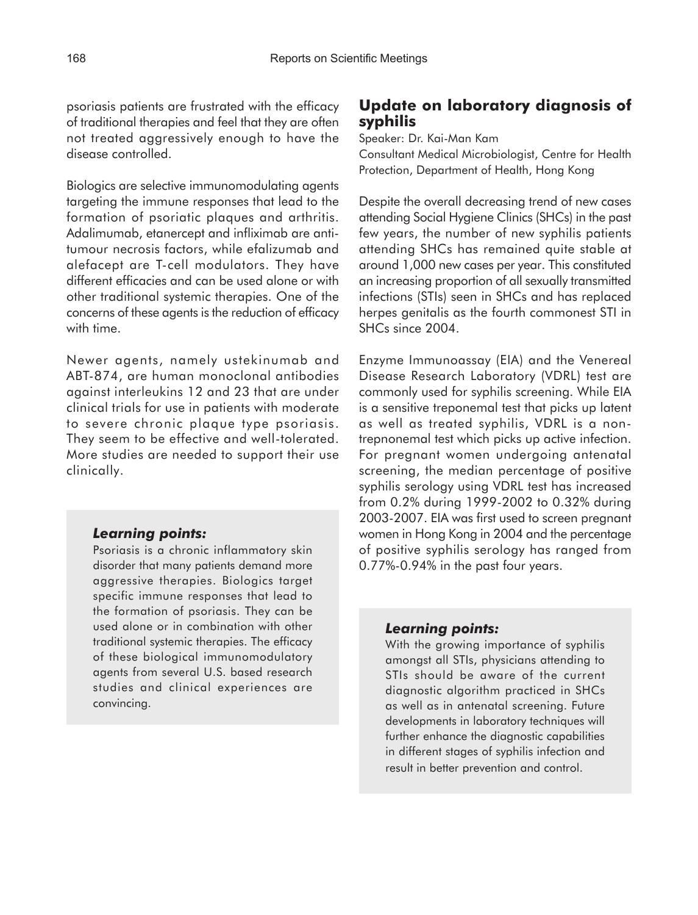psoriasis patients are frustrated with the efficacy of traditional therapies and feel that they are often not treated aggressively enough to have the disease controlled.

Biologics are selective immunomodulating agents targeting the immune responses that lead to the formation of psoriatic plaques and arthritis. Adalimumab, etanercept and infliximab are anti-tumour necrosis factors, while efalizumab and alefacept are T-cell modulators. They have different efficacies and can be used alone or with other traditional systemic therapies. One of the concerns of these agents is the reduction of efficacy with time.

Newer agents, namely ustekinumab and ABT-874, are human monoclonal antibodies against interleukins 12 and 23 that are under clinical trials for use in patients with moderate to severe chronic plaque type psoriasis. They seem to be effective and well-tolerated. More studies are needed to support their use clinically.

***Learning points:***

Psoriasis is a chronic inflammatory skin disorder that many patients demand more aggressive therapies. Biologics target specific immune responses that lead to the formation of psoriasis. They can be used alone or in combination with other traditional systemic therapies. The efficacy of these biological immunomodulatory agents from several U.S. based research studies and clinical experiences are convincing.

## Update on laboratory diagnosis of syphilis

Speaker: Dr. Kai-Man Kam

Consultant Medical Microbiologist, Centre for Health Protection, Department of Health, Hong Kong

Despite the overall decreasing trend of new cases attending Social Hygiene Clinics (SHCs) in the past few years, the number of new syphilis patients attending SHCs has remained quite stable at around 1,000 new cases per year. This constituted an increasing proportion of all sexually transmitted infections (STIs) seen in SHCs and has replaced herpes genitalis as the fourth commonest STI in SHCs since 2004.

Enzyme Immunoassay (EIA) and the Venereal Disease Research Laboratory (VDRL) test are commonly used for syphilis screening. While EIA is a sensitive treponemal test that picks up latent as well as treated syphilis, VDRL is a non-trepnonemal test which picks up active infection. For pregnant women undergoing antenatal screening, the median percentage of positive syphilis serology using VDRL test has increased from 0.2% during 1999-2002 to 0.32% during 2003-2007. EIA was first used to screen pregnant women in Hong Kong in 2004 and the percentage of positive syphilis serology has ranged from 0.77%-0.94% in the past four years.

***Learning points:***

With the growing importance of syphilis amongst all STIs, physicians attending to STIs should be aware of the current diagnostic algorithm practiced in SHCs as well as in antenatal screening. Future developments in laboratory techniques will further enhance the diagnostic capabilities in different stages of syphilis infection and result in better prevention and control.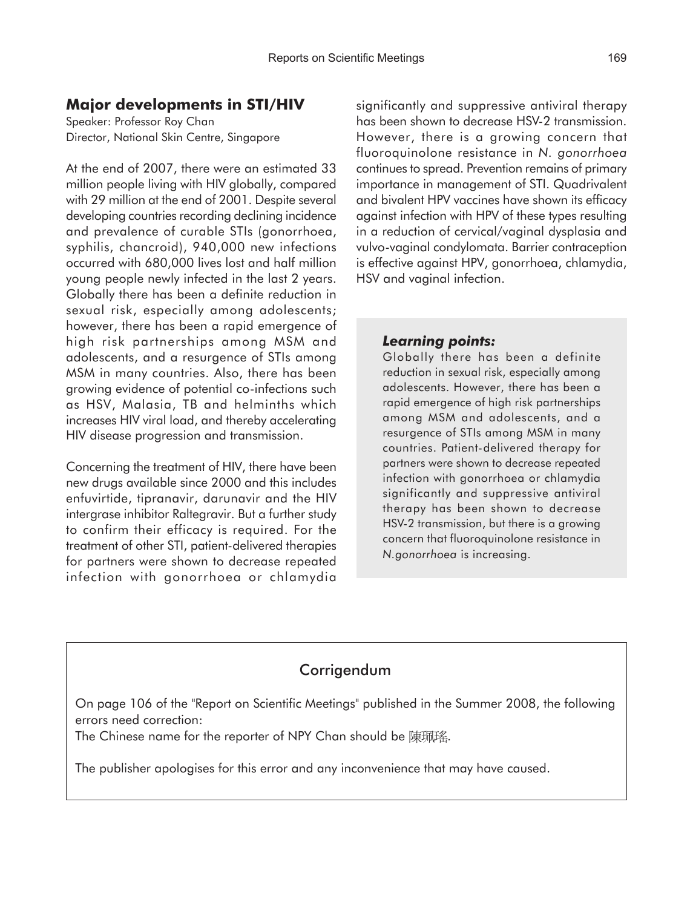## Major developments in STI/HIV

Speaker: Professor Roy Chan
Director, National Skin Centre, Singapore

At the end of 2007, there were an estimated 33 million people living with HIV globally, compared with 29 million at the end of 2001. Despite several developing countries recording declining incidence and prevalence of curable STIs (gonorrhoea, syphilis, chancroid), 940,000 new infections occurred with 680,000 lives lost and half million young people newly infected in the last 2 years. Globally there has been a definite reduction in sexual risk, especially among adolescents; however, there has been a rapid emergence of high risk partnerships among MSM and adolescents, and a resurgence of STIs among MSM in many countries. Also, there has been growing evidence of potential co-infections such as HSV, Malasia, TB and helminths which increases HIV viral load, and thereby accelerating HIV disease progression and transmission.

Concerning the treatment of HIV, there have been new drugs available since 2000 and this includes enfuvirtide, tipranavir, darunavir and the HIV intergrase inhibitor Raltegravir. But a further study to confirm their efficacy is required. For the treatment of other STI, patient-delivered therapies for partners were shown to decrease repeated infection with gonorrhoea or chlamydia significantly and suppressive antiviral therapy has been shown to decrease HSV-2 transmission. However, there is a growing concern that fluoroquinolone resistance in *N. gonorrhoea* continues to spread. Prevention remains of primary importance in management of STI. Quadrivalent and bivalent HPV vaccines have shown its efficacy against infection with HPV of these types resulting in a reduction of cervical/vaginal dysplasia and vulvo-vaginal condylomata. Barrier contraception is effective against HPV, gonorrhoea, chlamydia, HSV and vaginal infection.

***Learning points:***

Globally there has been a definite reduction in sexual risk, especially among adolescents. However, there has been a rapid emergence of high risk partnerships among MSM and adolescents, and a resurgence of STIs among MSM in many countries. Patient-delivered therapy for partners were shown to decrease repeated infection with gonorrhoea or chlamydia significantly and suppressive antiviral therapy has been shown to decrease HSV-2 transmission, but there is a growing concern that fluoroquinolone resistance in *N.gonorrhoea* is increasing.

## Corrigendum

On page 106 of the "Report on Scientific Meetings" published in the Summer 2008, the following errors need correction:
The Chinese name for the reporter of NPY Chan should be 陳珮瑤.

The publisher apologises for this error and any inconvenience that may have caused.